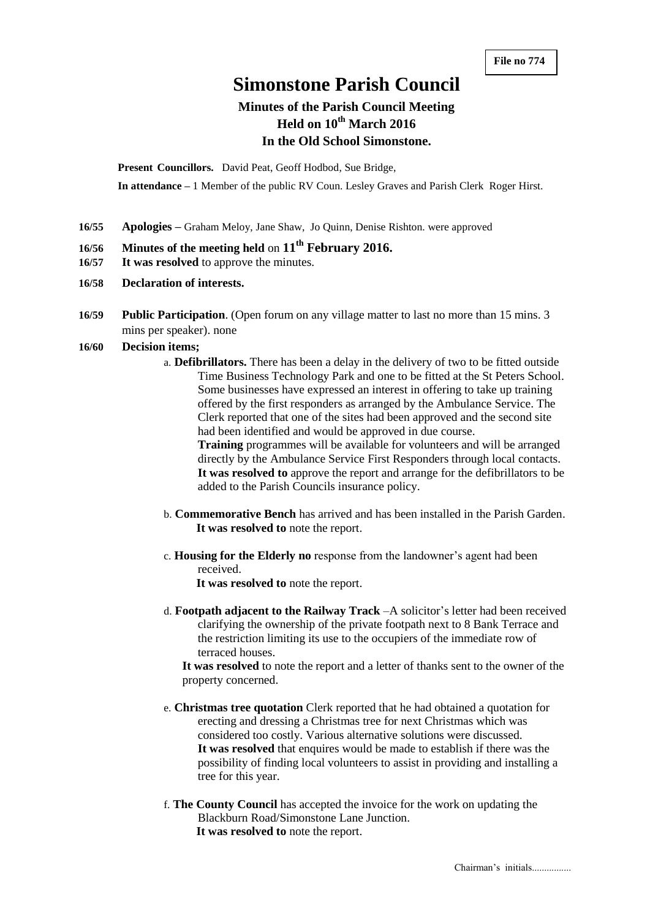File no 774

# Simonstone Parish Council

## Minutes of the Parish Council Meeting
## Held on 10th March 2016
## In the Old School Simonstone.

**Present Councillors.** David Peat, Geoff Hodbod, Sue Bridge,

**In attendance** – 1 Member of the public RV Coun. Lesley Graves and Parish Clerk Roger Hirst.

**16/55 Apologies –** Graham Meloy, Jane Shaw, Jo Quinn, Denise Rishton. were approved

**16/56 Minutes of the meeting held** on **11th February 2016.**

**16/57 It was resolved** to approve the minutes.

**16/58 Declaration of interests.**

**16/59 Public Participation**. (Open forum on any village matter to last no more than 15 mins. 3 mins per speaker). none

**16/60 Decision items;**

a. **Defibrillators.** There has been a delay in the delivery of two to be fitted outside Time Business Technology Park and one to be fitted at the St Peters School. Some businesses have expressed an interest in offering to take up training offered by the first responders as arranged by the Ambulance Service. The Clerk reported that one of the sites had been approved and the second site had been identified and would be approved in due course.
**Training** programmes will be available for volunteers and will be arranged directly by the Ambulance Service First Responders through local contacts.
**It was resolved to** approve the report and arrange for the defibrillators to be added to the Parish Councils insurance policy.

b. **Commemorative Bench** has arrived and has been installed in the Parish Garden.
**It was resolved to** note the report.

c. **Housing for the Elderly no** response from the landowner's agent had been received.
**It was resolved to** note the report.

d. **Footpath adjacent to the Railway Track** –A solicitor's letter had been received clarifying the ownership of the private footpath next to 8 Bank Terrace and the restriction limiting its use to the occupiers of the immediate row of terraced houses.
**It was resolved** to note the report and a letter of thanks sent to the owner of the property concerned.

e. **Christmas tree quotation** Clerk reported that he had obtained a quotation for erecting and dressing a Christmas tree for next Christmas which was considered too costly. Various alternative solutions were discussed.
**It was resolved** that enquires would be made to establish if there was the possibility of finding local volunteers to assist in providing and installing a tree for this year.

f. **The County Council** has accepted the invoice for the work on updating the Blackburn Road/Simonstone Lane Junction.
**It was resolved to** note the report.

Chairman's initials................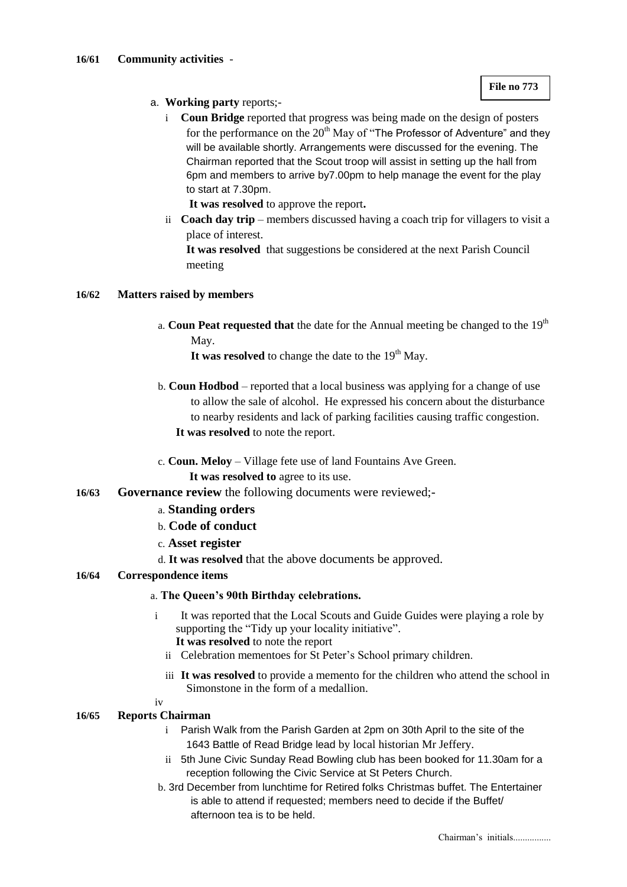**16/61 Community activities** -

**File no 773**

a. **Working party** reports;-

   i **Coun Bridge** reported that progress was being made on the design of posters for the performance on the 20th May of "The Professor of Adventure" and they will be available shortly. Arrangements were discussed for the evening. The Chairman reported that the Scout troop will assist in setting up the hall from 6pm and members to arrive by7.00pm to help manage the event for the play to start at 7.30pm.

   **It was resolved** to approve the report**.**

   ii **Coach day trip** – members discussed having a coach trip for villagers to visit a place of interest.

   **It was resolved** that suggestions be considered at the next Parish Council meeting

**16/62 Matters raised by members**

a. **Coun Peat requested that** the date for the Annual meeting be changed to the 19th May.

   **It was resolved** to change the date to the 19th May.

b. **Coun Hodbod** – reported that a local business was applying for a change of use to allow the sale of alcohol. He expressed his concern about the disturbance to nearby residents and lack of parking facilities causing traffic congestion.

   **It was resolved** to note the report.

c. **Coun. Meloy** – Village fete use of land Fountains Ave Green.

   **It was resolved to** agree to its use.

**16/63 Governance review** the following documents were reviewed;-

a. **Standing orders**
b. **Code of conduct**
c. **Asset register**
d. **It was resolved** that the above documents be approved.

**16/64 Correspondence items**

a. **The Queen's 90th Birthday celebrations.**

   i It was reported that the Local Scouts and Guide Guides were playing a role by supporting the "Tidy up your locality initiative".

   **It was resolved** to note the report

   ii Celebration mementoes for St Peter's School primary children.

   iii **It was resolved** to provide a memento for the children who attend the school in Simonstone in the form of a medallion.

   iv

**16/65 Reports Chairman**

   i Parish Walk from the Parish Garden at 2pm on 30th April to the site of the 1643 Battle of Read Bridge lead by local historian Mr Jeffery.

   ii 5th June Civic Sunday Read Bowling club has been booked for 11.30am for a reception following the Civic Service at St Peters Church.

b. 3rd December from lunchtime for Retired folks Christmas buffet. The Entertainer is able to attend if requested; members need to decide if the Buffet/ afternoon tea is to be held.

Chairman's initials................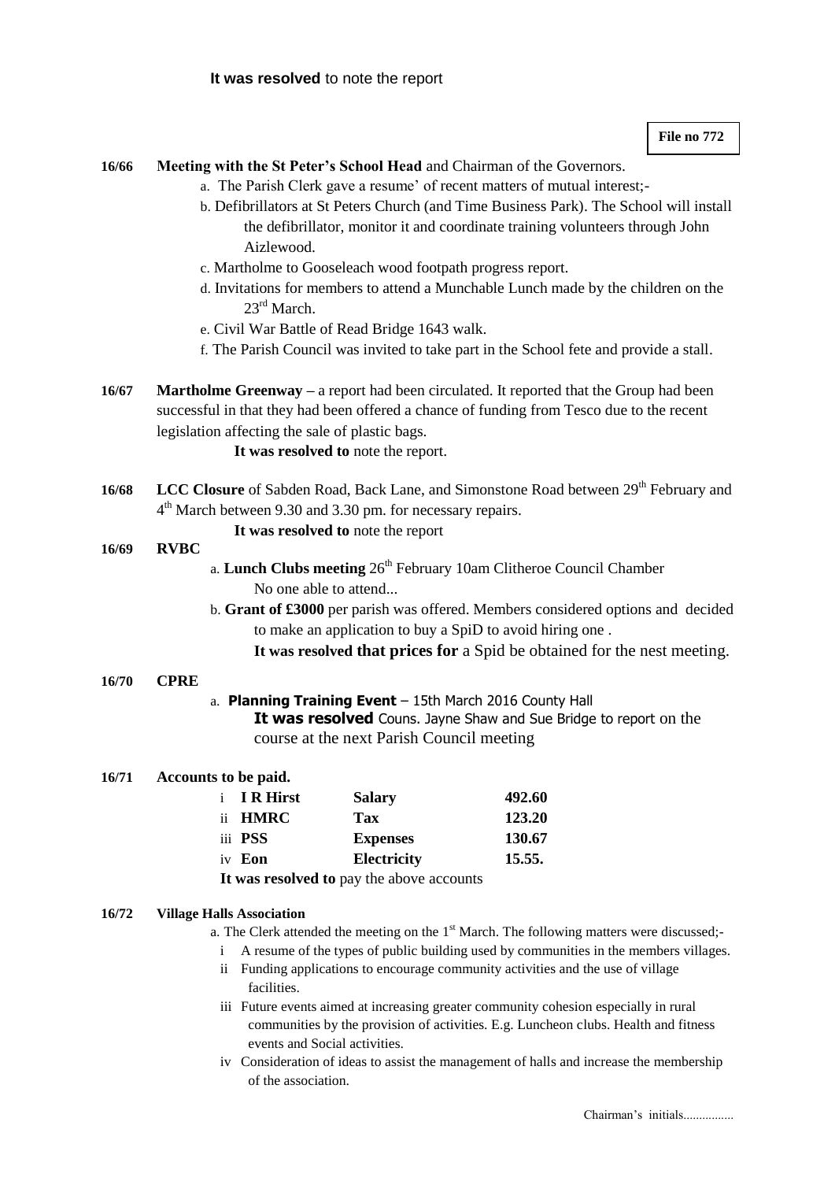**It was resolved** to note the report

**File no 772**

**16/66 Meeting with the St Peter's School Head** and Chairman of the Governors.

a. The Parish Clerk gave a resume' of recent matters of mutual interest;-

b. Defibrillators at St Peters Church (and Time Business Park). The School will install the defibrillator, monitor it and coordinate training volunteers through John Aizlewood.

c. Martholme to Gooseleach wood footpath progress report.

d. Invitations for members to attend a Munchable Lunch made by the children on the 23rd March.

e. Civil War Battle of Read Bridge 1643 walk.

f. The Parish Council was invited to take part in the School fete and provide a stall.

**16/67 Martholme Greenway –** a report had been circulated. It reported that the Group had been successful in that they had been offered a chance of funding from Tesco due to the recent legislation affecting the sale of plastic bags.

**It was resolved to** note the report.

**16/68 LCC Closure** of Sabden Road, Back Lane, and Simonstone Road between 29th February and 4th March between 9.30 and 3.30 pm. for necessary repairs.

**It was resolved to** note the report

**16/69 RVBC**

a. **Lunch Clubs meeting** 26th February 10am Clitheroe Council Chamber
No one able to attend...

b. **Grant of £3000** per parish was offered. Members considered options and decided to make an application to buy a SpiD to avoid hiring one .

**It was resolved that prices for** a Spid be obtained for the nest meeting.

**16/70 CPRE**

a. **Planning Training Event** – 15th March 2016 County Hall

**It was resolved** Couns. Jayne Shaw and Sue Bridge to report on the course at the next Parish Council meeting

**16/71 Accounts to be paid.**

| | | | |
|---|---|---|---|
| i | **I R Hirst** | **Salary** | **492.60** |
| ii | **HMRC** | **Tax** | **123.20** |
| iii | **PSS** | **Expenses** | **130.67** |
| iv | **Eon** | **Electricity** | **15.55.** |

**It was resolved to** pay the above accounts

**16/72 Village Halls Association**

a. The Clerk attended the meeting on the 1st March. The following matters were discussed;-

i A resume of the types of public building used by communities in the members villages.

ii Funding applications to encourage community activities and the use of village facilities.

iii Future events aimed at increasing greater community cohesion especially in rural communities by the provision of activities. E.g. Luncheon clubs. Health and fitness events and Social activities.

iv Consideration of ideas to assist the management of halls and increase the membership of the association.

Chairman's initials................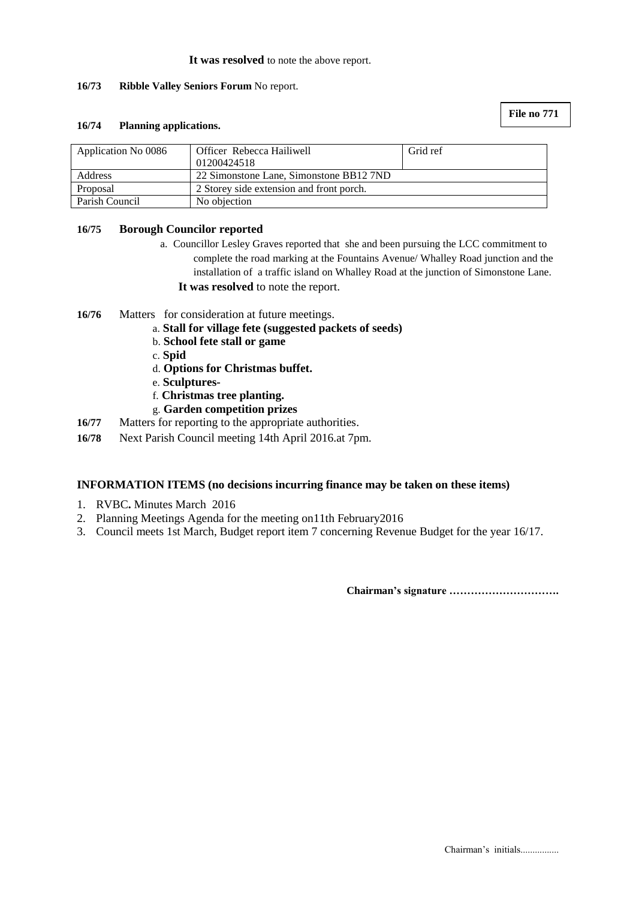**It was resolved** to note the above report.

**16/73 Ribble Valley Seniors Forum** No report.

**File no 771**

**16/74 Planning applications.**

| | | |
|---|---|---|
| Application No 0086 | Officer Rebecca Hailiwell 01200424518 | Grid ref |
| Address | 22 Simonstone Lane, Simonstone BB12 7ND | |
| Proposal | 2 Storey side extension and front porch. | |
| Parish Council | No objection | |

**16/75 Borough Councilor reported**

a. Councillor Lesley Graves reported that she and been pursuing the LCC commitment to complete the road marking at the Fountains Avenue/ Whalley Road junction and the installation of a traffic island on Whalley Road at the junction of Simonstone Lane.

**It was resolved** to note the report.

**16/76** Matters for consideration at future meetings.

a. **Stall for village fete (suggested packets of seeds)**
b. **School fete stall or game**
c. **Spid**
d. **Options for Christmas buffet.**
e. **Sculptures-**
f. **Christmas tree planting.**
g. **Garden competition prizes**

**16/77** Matters for reporting to the appropriate authorities.

**16/78** Next Parish Council meeting 14th April 2016.at 7pm.

**INFORMATION ITEMS (no decisions incurring finance may be taken on these items)**

1. RVBC**.** Minutes March 2016
2. Planning Meetings Agenda for the meeting on11th February2016
3. Council meets 1st March, Budget report item 7 concerning Revenue Budget for the year 16/17.

**Chairman's signature ………………………….**

Chairman's initials................